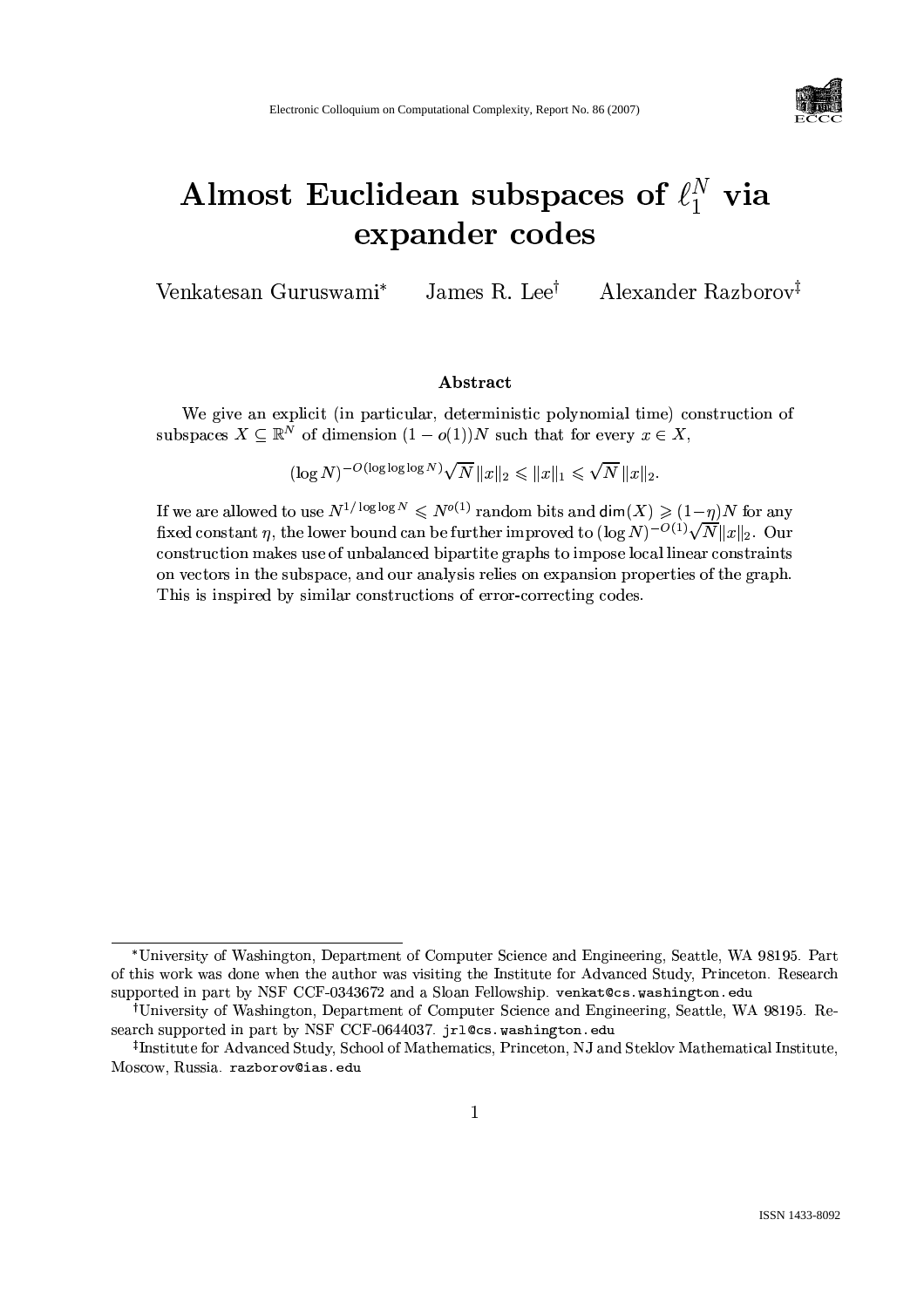# Almost Euclidean subspaces of $\ell_1^N$ via expander codes

Venkatesan Guruswami* James R. Lee† Alexander Razborov‡

## Abstract

We give an explicit (in particular, deterministic polynomial time) construction of subspaces $X \subseteq \mathbb{R}^N$ of dimension $(1 - o(1))N$ such that for every $x \in X$,

$$(\log N)^{-O(\log\log\log N)}\sqrt{N}\,\|x\|_2 \leqslant \|x\|_1 \leqslant \sqrt{N}\,\|x\|_2.$$

If we are allowed to use $N^{1/\log\log N} \leqslant N^{o(1)}$ random bits and $\mathsf{dim}(X) \geqslant (1-\eta)N$ for any fixed constant $\eta$, the lower bound can be further improved to $(\log N)^{-O(1)}\sqrt{N}\|x\|_2$. Our construction makes use of unbalanced bipartite graphs to impose local linear constraints on vectors in the subspace, and our analysis relies on expansion properties of the graph. This is inspired by similar constructions of error-correcting codes.

---

*University of Washington, Department of Computer Science and Engineering, Seattle, WA 98195. Part of this work was done when the author was visiting the Institute for Advanced Study, Princeton. Research supported in part by NSF CCF-0343672 and a Sloan Fellowship. `venkat@cs.washington.edu`

†University of Washington, Department of Computer Science and Engineering, Seattle, WA 98195. Research supported in part by NSF CCF-0644037. `jrl@cs.washington.edu`

‡Institute for Advanced Study, School of Mathematics, Princeton, NJ and Steklov Mathematical Institute, Moscow, Russia. `razborov@ias.edu`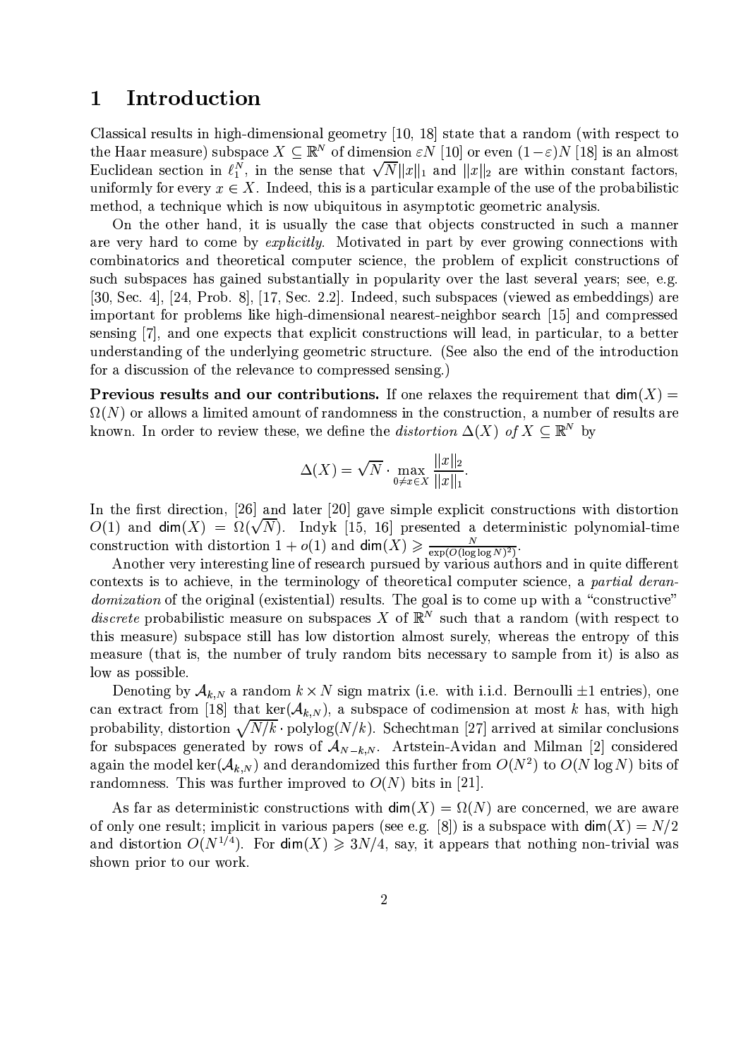# 1 Introduction

Classical results in high-dimensional geometry [10, 18] state that a random (with respect to the Haar measure) subspace $X \subseteq \mathbb{R}^N$ of dimension $\varepsilon N$ [10] or even $(1-\varepsilon)N$ [18] is an almost Euclidean section in $\ell_1^N$, in the sense that $\sqrt{N}\|x\|_1$ and $\|x\|_2$ are within constant factors, uniformly for every $x \in X$. Indeed, this is a particular example of the use of the probabilistic method, a technique which is now ubiquitous in asymptotic geometric analysis.

On the other hand, it is usually the case that objects constructed in such a manner are very hard to come by *explicitly*. Motivated in part by ever growing connections with combinatorics and theoretical computer science, the problem of explicit constructions of such subspaces has gained substantially in popularity over the last several years; see, e.g. [30, Sec. 4], [24, Prob. 8], [17, Sec. 2.2]. Indeed, such subspaces (viewed as embeddings) are important for problems like high-dimensional nearest-neighbor search [15] and compressed sensing [7], and one expects that explicit constructions will lead, in particular, to a better understanding of the underlying geometric structure. (See also the end of the introduction for a discussion of the relevance to compressed sensing.)

**Previous results and our contributions.** If one relaxes the requirement that $\mathsf{dim}(X) = \Omega(N)$ or allows a limited amount of randomness in the construction, a number of results are known. In order to review these, we define the *distortion* $\Delta(X)$ *of* $X \subseteq \mathbb{R}^N$ by

$$\Delta(X) = \sqrt{N} \cdot \max_{0 \neq x \in X} \frac{\|x\|_2}{\|x\|_1}.$$

In the first direction, [26] and later [20] gave simple explicit constructions with distortion $O(1)$ and $\mathsf{dim}(X) = \Omega(\sqrt{N})$. Indyk [15, 16] presented a deterministic polynomial-time construction with distortion $1 + o(1)$ and $\mathsf{dim}(X) \geqslant \frac{N}{\exp(O(\log\log N)^2)}$.

Another very interesting line of research pursued by various authors and in quite different contexts is to achieve, in the terminology of theoretical computer science, a *partial derandomization* of the original (existential) results. The goal is to come up with a "constructive" *discrete* probabilistic measure on subspaces $X$ of $\mathbb{R}^N$ such that a random (with respect to this measure) subspace still has low distortion almost surely, whereas the entropy of this measure (that is, the number of truly random bits necessary to sample from it) is also as low as possible.

Denoting by $\mathcal{A}_{k,N}$ a random $k \times N$ sign matrix (i.e. with i.i.d. Bernoulli $\pm 1$ entries), one can extract from [18] that $\ker(\mathcal{A}_{k,N})$, a subspace of codimension at most $k$ has, with high probability, distortion $\sqrt{N/k} \cdot \mathrm{polylog}(N/k)$. Schechtman [27] arrived at similar conclusions for subspaces generated by rows of $\mathcal{A}_{N-k,N}$. Artstein-Avidan and Milman [2] considered again the model $\ker(\mathcal{A}_{k,N})$ and derandomized this further from $O(N^2)$ to $O(N \log N)$ bits of randomness. This was further improved to $O(N)$ bits in [21].

As far as deterministic constructions with $\mathsf{dim}(X) = \Omega(N)$ are concerned, we are aware of only one result; implicit in various papers (see e.g. [8]) is a subspace with $\mathsf{dim}(X) = N/2$ and distortion $O(N^{1/4})$. For $\mathsf{dim}(X) \geqslant 3N/4$, say, it appears that nothing non-trivial was shown prior to our work.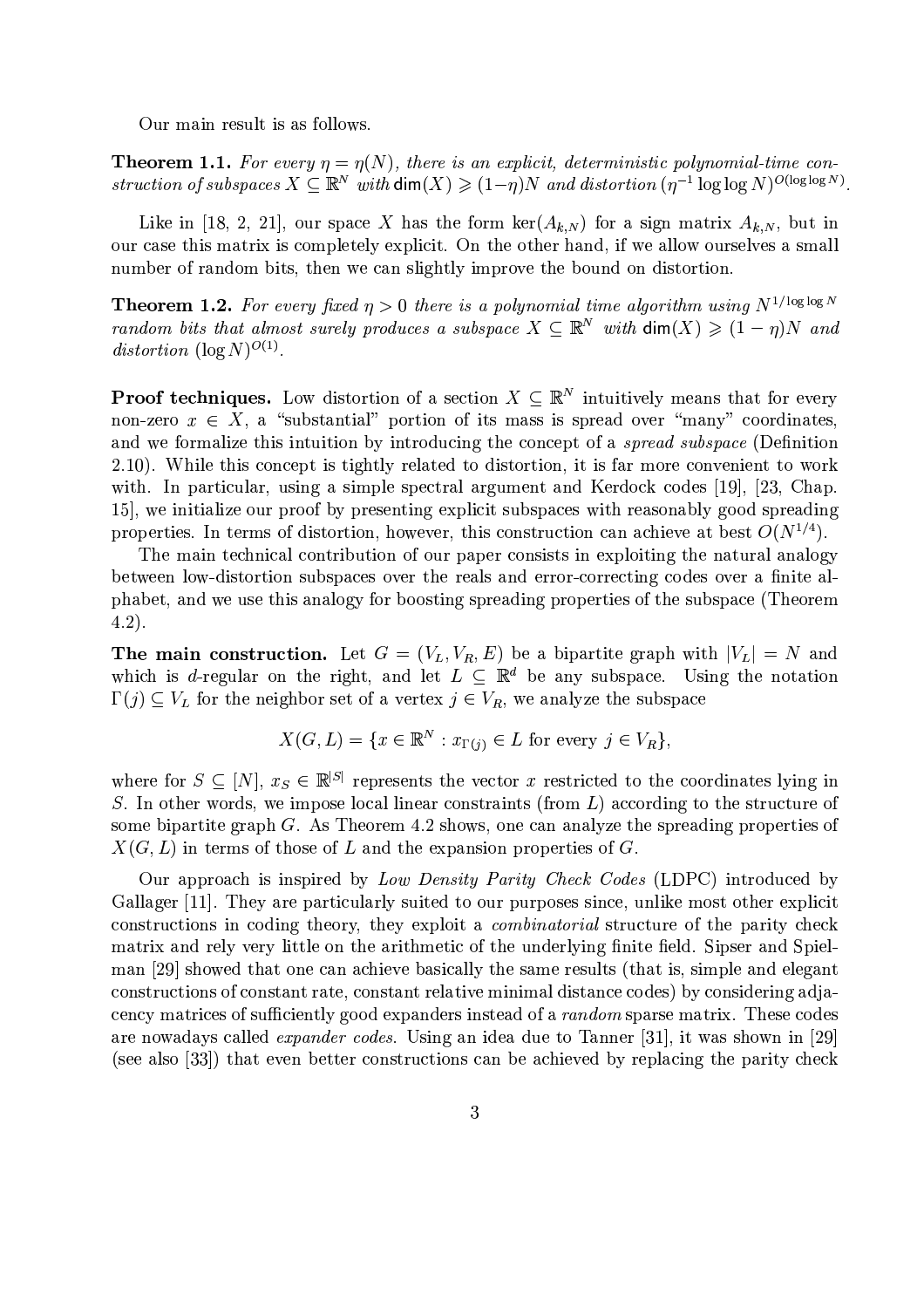Our main result is as follows.

**Theorem 1.1.** *For every $\eta = \eta(N)$, there is an explicit, deterministic polynomial-time construction of subspaces $X \subseteq \mathbb{R}^N$ with $\mathsf{dim}(X) \geqslant (1-\eta)N$ and distortion $(\eta^{-1} \log\log N)^{O(\log\log N)}$.*

Like in [18, 2, 21], our space $X$ has the form $\ker(A_{k,N})$ for a sign matrix $A_{k,N}$, but in our case this matrix is completely explicit. On the other hand, if we allow ourselves a small number of random bits, then we can slightly improve the bound on distortion.

**Theorem 1.2.** *For every fixed $\eta > 0$ there is a polynomial time algorithm using $N^{1/\log\log N}$ random bits that almost surely produces a subspace $X \subseteq \mathbb{R}^N$ with $\mathsf{dim}(X) \geqslant (1-\eta)N$ and distortion $(\log N)^{O(1)}$.*

**Proof techniques.** Low distortion of a section $X \subseteq \mathbb{R}^N$ intuitively means that for every non-zero $x \in X$, a "substantial" portion of its mass is spread over "many" coordinates, and we formalize this intuition by introducing the concept of a *spread subspace* (Definition 2.10). While this concept is tightly related to distortion, it is far more convenient to work with. In particular, using a simple spectral argument and Kerdock codes [19], [23, Chap. 15], we initialize our proof by presenting explicit subspaces with reasonably good spreading properties. In terms of distortion, however, this construction can achieve at best $O(N^{1/4})$.

The main technical contribution of our paper consists in exploiting the natural analogy between low-distortion subspaces over the reals and error-correcting codes over a finite alphabet, and we use this analogy for boosting spreading properties of the subspace (Theorem 4.2).

**The main construction.** Let $G = (V_L, V_R, E)$ be a bipartite graph with $|V_L| = N$ and which is $d$-regular on the right, and let $L \subseteq \mathbb{R}^d$ be any subspace. Using the notation $\Gamma(j) \subseteq V_L$ for the neighbor set of a vertex $j \in V_R$, we analyze the subspace

$$X(G, L) = \{x \in \mathbb{R}^N : x_{\Gamma(j)} \in L \text{ for every } j \in V_R\},$$

where for $S \subseteq [N]$, $x_S \in \mathbb{R}^{|S|}$ represents the vector $x$ restricted to the coordinates lying in $S$. In other words, we impose local linear constraints (from $L$) according to the structure of some bipartite graph $G$. As Theorem 4.2 shows, one can analyze the spreading properties of $X(G, L)$ in terms of those of $L$ and the expansion properties of $G$.

Our approach is inspired by *Low Density Parity Check Codes* (LDPC) introduced by Gallager [11]. They are particularly suited to our purposes since, unlike most other explicit constructions in coding theory, they exploit a *combinatorial* structure of the parity check matrix and rely very little on the arithmetic of the underlying finite field. Sipser and Spielman [29] showed that one can achieve basically the same results (that is, simple and elegant constructions of constant rate, constant relative minimal distance codes) by considering adjacency matrices of sufficiently good expanders instead of a *random* sparse matrix. These codes are nowadays called *expander codes*. Using an idea due to Tanner [31], it was shown in [29] (see also [33]) that even better constructions can be achieved by replacing the parity check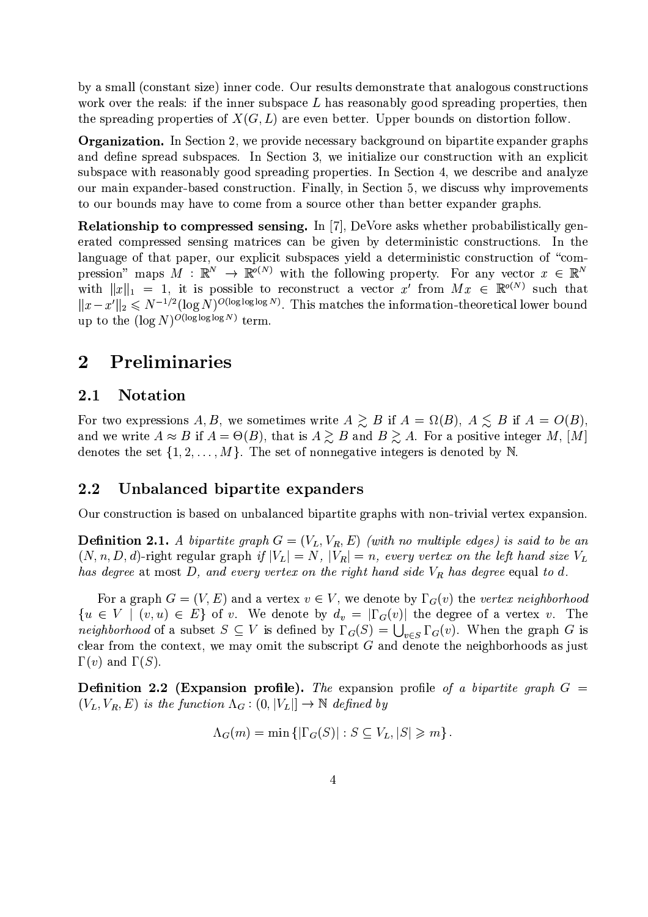by a small (constant size) inner code. Our results demonstrate that analogous constructions work over the reals: if the inner subspace $L$ has reasonably good spreading properties, then the spreading properties of $X(G, L)$ are even better. Upper bounds on distortion follow.

**Organization.** In Section 2, we provide necessary background on bipartite expander graphs and define spread subspaces. In Section 3, we initialize our construction with an explicit subspace with reasonably good spreading properties. In Section 4, we describe and analyze our main expander-based construction. Finally, in Section 5, we discuss why improvements to our bounds may have to come from a source other than better expander graphs.

**Relationship to compressed sensing.** In [7], DeVore asks whether probabilistically generated compressed sensing matrices can be given by deterministic constructions. In the language of that paper, our explicit subspaces yield a deterministic construction of "compression" maps $M : \mathbb{R}^N \to \mathbb{R}^{o(N)}$ with the following property. For any vector $x \in \mathbb{R}^N$ with $\|x\|_1 = 1$, it is possible to reconstruct a vector $x'$ from $Mx \in \mathbb{R}^{o(N)}$ such that $\|x - x'\|_2 \leqslant N^{-1/2}(\log N)^{O(\log\log\log N)}$. This matches the information-theoretical lower bound up to the $(\log N)^{O(\log\log\log N)}$ term.

## 2 Preliminaries

### 2.1 Notation

For two expressions $A, B$, we sometimes write $A \gtrsim B$ if $A = \Omega(B)$, $A \lesssim B$ if $A = O(B)$, and we write $A \approx B$ if $A = \Theta(B)$, that is $A \gtrsim B$ and $B \gtrsim A$. For a positive integer $M$, $[M]$ denotes the set $\{1, 2, \ldots, M\}$. The set of nonnegative integers is denoted by $\mathbb{N}$.

### 2.2 Unbalanced bipartite expanders

Our construction is based on unbalanced bipartite graphs with non-trivial vertex expansion.

**Definition 2.1.** *A bipartite graph $G = (V_L, V_R, E)$ (with no multiple edges) is said to be an $(N, n, D, d)$-right regular graph if $|V_L| = N$, $|V_R| = n$, every vertex on the left hand size $V_L$ has degree* at most *$D$, and every vertex on the right hand side $V_R$ has degree* equal *to $d$.*

For a graph $G = (V, E)$ and a vertex $v \in V$, we denote by $\Gamma_G(v)$ the *vertex neighborhood* $\{u \in V \mid (v, u) \in E\}$ of $v$. We denote by $d_v = |\Gamma_G(v)|$ the degree of a vertex $v$. The *neighborhood* of a subset $S \subseteq V$ is defined by $\Gamma_G(S) = \bigcup_{v \in S} \Gamma_G(v)$. When the graph $G$ is clear from the context, we may omit the subscript $G$ and denote the neighborhoods as just $\Gamma(v)$ and $\Gamma(S)$.

**Definition 2.2 (Expansion profile).** *The* expansion profile *of a bipartite graph $G = (V_L, V_R, E)$ is the function $\Lambda_G : (0, |V_L|] \to \mathbb{N}$ defined by*

$$\Lambda_G(m) = \min\left\{|\Gamma_G(S)| : S \subseteq V_L, |S| \geqslant m\right\}.$$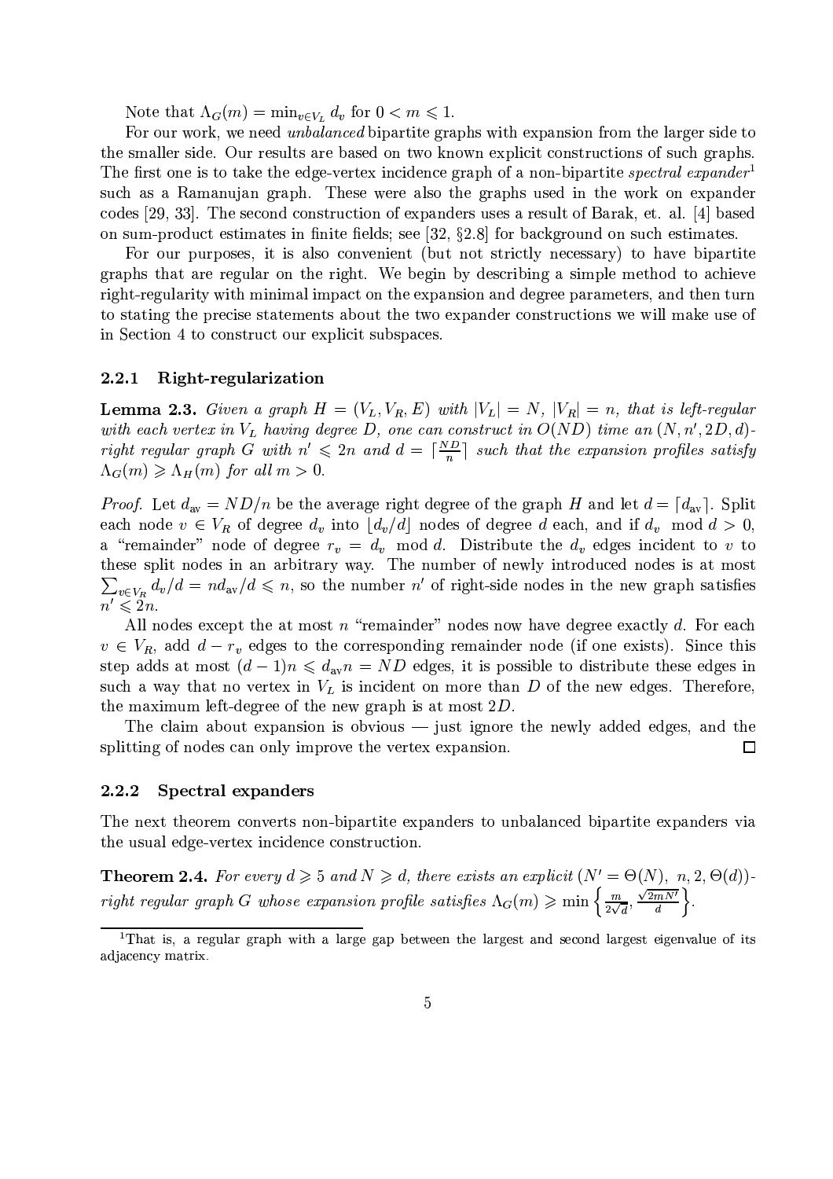Note that $\Lambda_G(m) = \min_{v \in V_L} d_v$ for $0 < m \leqslant 1$.

For our work, we need *unbalanced* bipartite graphs with expansion from the larger side to the smaller side. Our results are based on two known explicit constructions of such graphs. The first one is to take the edge-vertex incidence graph of a non-bipartite *spectral expander*[1] such as a Ramanujan graph. These were also the graphs used in the work on expander codes [29, 33]. The second construction of expanders uses a result of Barak, et. al. [4] based on sum-product estimates in finite fields; see [32, §2.8] for background on such estimates.

For our purposes, it is also convenient (but not strictly necessary) to have bipartite graphs that are regular on the right. We begin by describing a simple method to achieve right-regularity with minimal impact on the expansion and degree parameters, and then turn to stating the precise statements about the two expander constructions we will make use of in Section 4 to construct our explicit subspaces.

### 2.2.1 Right-regularization

**Lemma 2.3.** *Given a graph $H = (V_L, V_R, E)$ with $|V_L| = N$, $|V_R| = n$, that is left-regular with each vertex in $V_L$ having degree $D$, one can construct in $O(ND)$ time an $(N, n', 2D, d)$-right regular graph $G$ with $n' \leqslant 2n$ and $d = \lceil \frac{ND}{n} \rceil$ such that the expansion profiles satisfy $\Lambda_G(m) \geqslant \Lambda_H(m)$ for all $m > 0$.*

*Proof.* Let $d_{\text{av}} = ND/n$ be the average right degree of the graph $H$ and let $d = \lceil d_{\text{av}} \rceil$. Split each node $v \in V_R$ of degree $d_v$ into $\lfloor d_v/d \rfloor$ nodes of degree $d$ each, and if $d_v \mod d > 0$, a "remainder" node of degree $r_v = d_v \mod d$. Distribute the $d_v$ edges incident to $v$ to these split nodes in an arbitrary way. The number of newly introduced nodes is at most $\sum_{v \in V_R} d_v/d = n d_{\text{av}}/d \leqslant n$, so the number $n'$ of right-side nodes in the new graph satisfies $n' \leqslant 2n$.

All nodes except the at most $n$ "remainder" nodes now have degree exactly $d$. For each $v \in V_R$, add $d - r_v$ edges to the corresponding remainder node (if one exists). Since this step adds at most $(d-1)n \leqslant d_{\text{av}} n = ND$ edges, it is possible to distribute these edges in such a way that no vertex in $V_L$ is incident on more than $D$ of the new edges. Therefore, the maximum left-degree of the new graph is at most $2D$.

The claim about expansion is obvious — just ignore the newly added edges, and the splitting of nodes can only improve the vertex expansion. $\square$

### 2.2.2 Spectral expanders

The next theorem converts non-bipartite expanders to unbalanced bipartite expanders via the usual edge-vertex incidence construction.

**Theorem 2.4.** *For every $d \geqslant 5$ and $N \geqslant d$, there exists an explicit $(N' = \Theta(N),\ n, 2, \Theta(d))$-right regular graph $G$ whose expansion profile satisfies $\Lambda_G(m) \geqslant \min\left\{\frac{m}{2\sqrt{d}}, \frac{\sqrt{2mN'}}{d}\right\}$.*

[1] That is, a regular graph with a large gap between the largest and second largest eigenvalue of its adjacency matrix.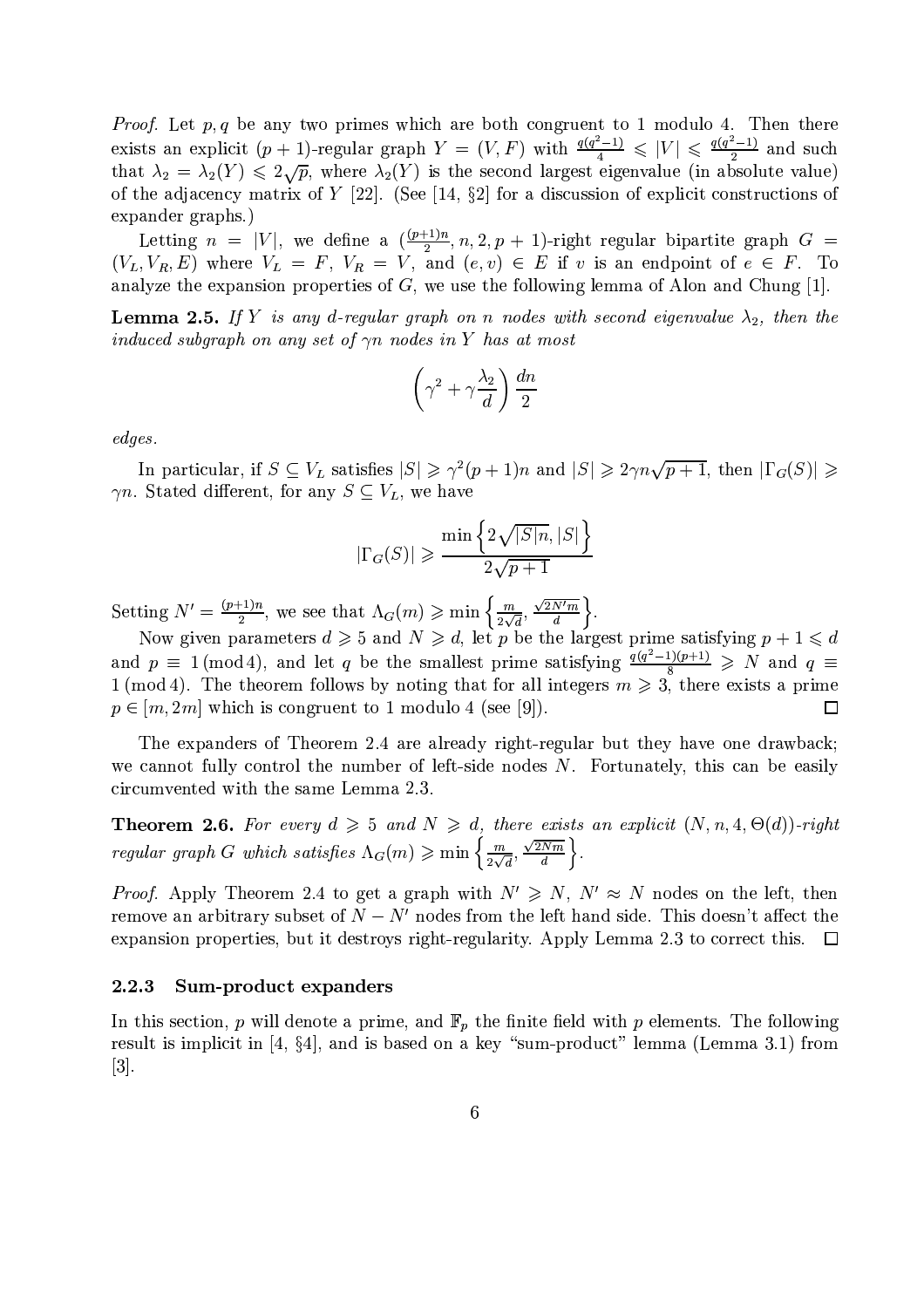*Proof.* Let $p, q$ be any two primes which are both congruent to 1 modulo 4. Then there exists an explicit $(p+1)$-regular graph $Y = (V, F)$ with $\frac{q(q^2-1)}{4} \leqslant |V| \leqslant \frac{q(q^2-1)}{2}$ and such that $\lambda_2 = \lambda_2(Y) \leqslant 2\sqrt{p}$, where $\lambda_2(Y)$ is the second largest eigenvalue (in absolute value) of the adjacency matrix of $Y$ [22]. (See [14, §2] for a discussion of explicit constructions of expander graphs.)

Letting $n = |V|$, we define a $(\frac{(p+1)n}{2}, n, 2, p+1)$-right regular bipartite graph $G = (V_L, V_R, E)$ where $V_L = F$, $V_R = V$, and $(e, v) \in E$ if $v$ is an endpoint of $e \in F$. To analyze the expansion properties of $G$, we use the following lemma of Alon and Chung [1].

**Lemma 2.5.** *If $Y$ is any $d$-regular graph on $n$ nodes with second eigenvalue $\lambda_2$, then the induced subgraph on any set of $\gamma n$ nodes in $Y$ has at most*

$$\left(\gamma^2 + \gamma \frac{\lambda_2}{d}\right) \frac{dn}{2}$$

*edges.*

In particular, if $S \subseteq V_L$ satisfies $|S| \geqslant \gamma^2 (p+1) n$ and $|S| \geqslant 2\gamma n \sqrt{p+1}$, then $|\Gamma_G(S)| \geqslant \gamma n$. Stated different, for any $S \subseteq V_L$, we have

$$|\Gamma_G(S)| \geqslant \frac{\min\left\{2\sqrt{|S|n}, |S|\right\}}{2\sqrt{p+1}}$$

Setting $N' = \frac{(p+1)n}{2}$, we see that $\Lambda_G(m) \geqslant \min\left\{\frac{m}{2\sqrt{d}}, \frac{\sqrt{2N'm}}{d}\right\}$.

Now given parameters $d \geqslant 5$ and $N \geqslant d$, let $p$ be the largest prime satisfying $p + 1 \leqslant d$ and $p \equiv 1 \pmod 4$, and let $q$ be the smallest prime satisfying $\frac{q(q^2-1)(p+1)}{8} \geqslant N$ and $q \equiv 1 \pmod 4$. The theorem follows by noting that for all integers $m \geqslant 3$, there exists a prime $p \in [m, 2m]$ which is congruent to 1 modulo 4 (see [9]). $\square$

The expanders of Theorem 2.4 are already right-regular but they have one drawback; we cannot fully control the number of left-side nodes $N$. Fortunately, this can be easily circumvented with the same Lemma 2.3.

**Theorem 2.6.** *For every $d \geqslant 5$ and $N \geqslant d$, there exists an explicit $(N, n, 4, \Theta(d))$-right regular graph $G$ which satisfies $\Lambda_G(m) \geqslant \min\left\{\frac{m}{2\sqrt{d}}, \frac{\sqrt{2Nm}}{d}\right\}$.*

*Proof.* Apply Theorem 2.4 to get a graph with $N' \geqslant N$, $N' \approx N$ nodes on the left, then remove an arbitrary subset of $N - N'$ nodes from the left hand side. This doesn't affect the expansion properties, but it destroys right-regularity. Apply Lemma 2.3 to correct this. $\square$

### 2.2.3 Sum-product expanders

In this section, $p$ will denote a prime, and $\mathbb{F}_p$ the finite field with $p$ elements. The following result is implicit in [4, §4], and is based on a key "sum-product" lemma (Lemma 3.1) from [3].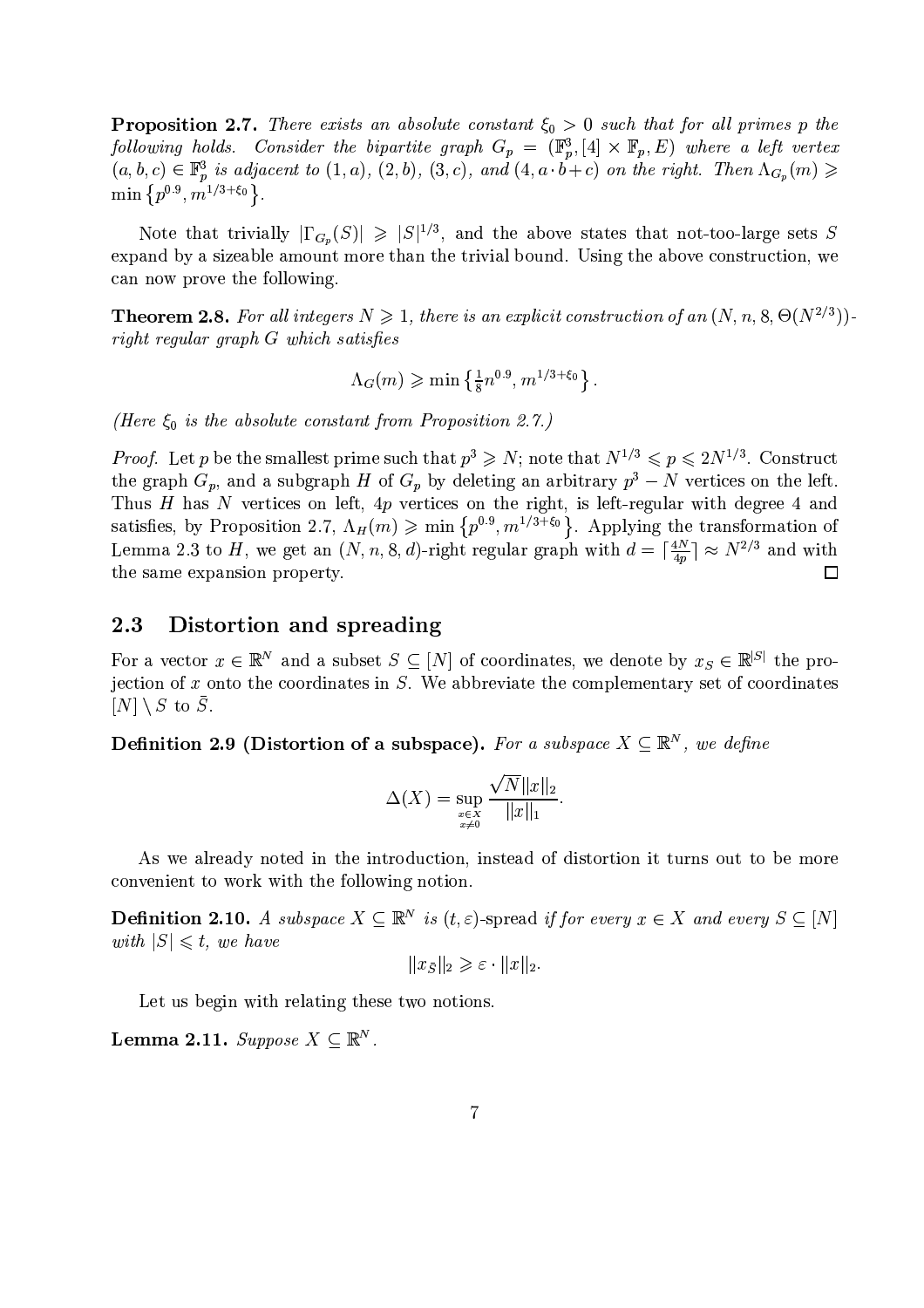**Proposition 2.7.** *There exists an absolute constant $\xi_0 > 0$ such that for all primes $p$ the following holds. Consider the bipartite graph $G_p = (\mathbb{F}_p^3, [4] \times \mathbb{F}_p, E)$ where a left vertex $(a, b, c) \in \mathbb{F}_p^3$ is adjacent to $(1, a)$, $(2, b)$, $(3, c)$, and $(4, a \cdot b + c)$ on the right. Then $\Lambda_{G_p}(m) \geqslant \min\left\{p^{0.9}, m^{1/3+\xi_0}\right\}$.*

Note that trivially $|\Gamma_{G_p}(S)| \geqslant |S|^{1/3}$, and the above states that not-too-large sets $S$ expand by a sizeable amount more than the trivial bound. Using the above construction, we can now prove the following.

**Theorem 2.8.** *For all integers $N \geqslant 1$, there is an explicit construction of an $(N, n, 8, \Theta(N^{2/3}))$-right regular graph $G$ which satisfies*

$$\Lambda_G(m) \geqslant \min\left\{\tfrac{1}{8}n^{0.9}, m^{1/3+\xi_0}\right\}.$$

*(Here $\xi_0$ is the absolute constant from Proposition 2.7.)*

*Proof.* Let $p$ be the smallest prime such that $p^3 \geqslant N$; note that $N^{1/3} \leqslant p \leqslant 2N^{1/3}$. Construct the graph $G_p$, and a subgraph $H$ of $G_p$ by deleting an arbitrary $p^3 - N$ vertices on the left. Thus $H$ has $N$ vertices on left, $4p$ vertices on the right, is left-regular with degree 4 and satisfies, by Proposition 2.7, $\Lambda_H(m) \geqslant \min\left\{p^{0.9}, m^{1/3+\xi_0}\right\}$. Applying the transformation of Lemma 2.3 to $H$, we get an $(N, n, 8, d)$-right regular graph with $d = \lceil \frac{4N}{4p} \rceil \approx N^{2/3}$ and with the same expansion property. $\square$

## 2.3 Distortion and spreading

For a vector $x \in \mathbb{R}^N$ and a subset $S \subseteq [N]$ of coordinates, we denote by $x_S \in \mathbb{R}^{|S|}$ the projection of $x$ onto the coordinates in $S$. We abbreviate the complementary set of coordinates $[N] \setminus S$ to $\bar{S}$.

**Definition 2.9 (Distortion of a subspace).** *For a subspace $X \subseteq \mathbb{R}^N$, we define*

$$\Delta(X) = \sup_{\substack{x \in X \\ x \neq 0}} \frac{\sqrt{N}\|x\|_2}{\|x\|_1}.$$

As we already noted in the introduction, instead of distortion it turns out to be more convenient to work with the following notion.

**Definition 2.10.** *A subspace $X \subseteq \mathbb{R}^N$ is $(t, \varepsilon)$-spread if for every $x \in X$ and every $S \subseteq [N]$ with $|S| \leqslant t$, we have*

$$\|x_{\bar{S}}\|_2 \geqslant \varepsilon \cdot \|x\|_2.$$

Let us begin with relating these two notions.

**Lemma 2.11.** *Suppose $X \subseteq \mathbb{R}^N$.*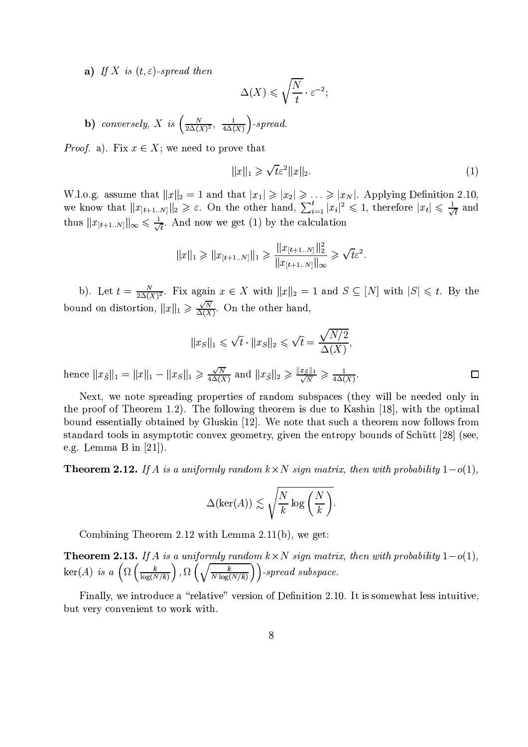**a)** *If $X$ is $(t, \varepsilon)$-spread then*

$$\Delta(X) \leqslant \sqrt{\frac{N}{t}} \cdot \varepsilon^{-2};$$

**b)** *conversely, $X$ is $\left(\frac{N}{2\Delta(X)^2}, \frac{1}{4\Delta(X)}\right)$-spread.*

*Proof.* a). Fix $x \in X$; we need to prove that

$$\|x\|_1 \geqslant \sqrt{t}\varepsilon^2 \|x\|_2. \tag{1}$$

W.l.o.g. assume that $\|x\|_2 = 1$ and that $|x_1| \geqslant |x_2| \geqslant \ldots \geqslant |x_N|$. Applying Definition 2.10, we know that $\|x_{[t+1..N]}\|_2 \geqslant \varepsilon$. On the other hand, $\sum_{i=1}^{t} |x_i|^2 \leqslant 1$, therefore $|x_t| \leqslant \frac{1}{\sqrt{t}}$ and thus $\|x_{[t+1..N]}\|_\infty \leqslant \frac{1}{\sqrt{t}}$. And now we get (1) by the calculation

$$\|x\|_1 \geqslant \|x_{[t+1..N]}\|_1 \geqslant \frac{\|x_{[t+1..N]}\|_2^2}{\|x_{[t+1..N]}\|_\infty} \geqslant \sqrt{t}\varepsilon^2.$$

b). Let $t = \frac{N}{2\Delta(X)^2}$. Fix again $x \in X$ with $\|x\|_2 = 1$ and $S \subseteq [N]$ with $|S| \leqslant t$. By the bound on distortion, $\|x\|_1 \geqslant \frac{\sqrt{N}}{\Delta(X)}$. On the other hand,

$$\|x_S\|_1 \leqslant \sqrt{t} \cdot \|x_S\|_2 \leqslant \sqrt{t} = \frac{\sqrt{N/2}}{\Delta(X)},$$

hence $\|x_{\bar{S}}\|_1 = \|x\|_1 - \|x_S\|_1 \geqslant \frac{\sqrt{N}}{4\Delta(X)}$ and $\|x_{\bar{S}}\|_2 \geqslant \frac{\|x_{\bar{S}}\|_1}{\sqrt{N}} \geqslant \frac{1}{4\Delta(X)}$. □

Next, we note spreading properties of random subspaces (they will be needed only in the proof of Theorem 1.2). The following theorem is due to Kashin [18], with the optimal bound essentially obtained by Gluskin [12]. We note that such a theorem now follows from standard tools in asymptotic convex geometry, given the entropy bounds of Schütt [28] (see, e.g. Lemma B in [21]).

**Theorem 2.12.** *If $A$ is a uniformly random $k \times N$ sign matrix, then with probability $1 - o(1)$,*

$$\Delta(\ker(A)) \lesssim \sqrt{\frac{N}{k} \log\left(\frac{N}{k}\right)}.$$

Combining Theorem 2.12 with Lemma 2.11(b), we get:

**Theorem 2.13.** *If $A$ is a uniformly random $k \times N$ sign matrix, then with probability $1 - o(1)$, $\ker(A)$ is a $\left(\Omega\left(\frac{k}{\log(N/k)}\right), \Omega\left(\sqrt{\frac{k}{N\log(N/k)}}\right)\right)$-spread subspace.*

Finally, we introduce a "relative" version of Definition 2.10. It is somewhat less intuitive, but very convenient to work with.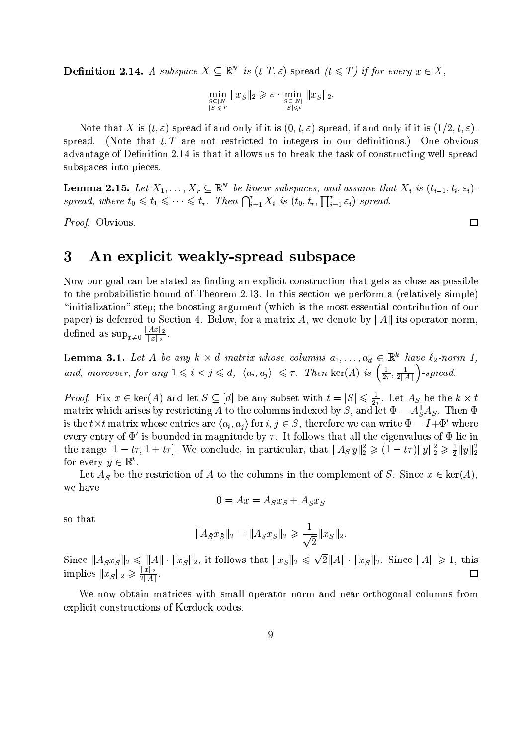**Definition 2.14.** *A subspace $X \subseteq \mathbb{R}^N$ is* $(t, T, \varepsilon)$-spread $(t \leqslant T)$ *if for every $x \in X$,*

$$\min_{\substack{S \subseteq [N] \\ |S| \leqslant T}} \|x_{\bar{S}}\|_2 \geqslant \varepsilon \cdot \min_{\substack{S \subseteq [N] \\ |S| \leqslant t}} \|x_{\bar{S}}\|_2.$$

Note that $X$ is $(t, \varepsilon)$-spread if and only if it is $(0, t, \varepsilon)$-spread, if and only if it is $(1/2, t, \varepsilon)$-spread. (Note that $t, T$ are not restricted to integers in our definitions.) One obvious advantage of Definition 2.14 is that it allows us to break the task of constructing well-spread subspaces into pieces.

**Lemma 2.15.** *Let $X_1, \ldots, X_r \subseteq \mathbb{R}^N$ be linear subspaces, and assume that $X_i$ is $(t_{i-1}, t_i, \varepsilon_i)$-spread, where $t_0 \leqslant t_1 \leqslant \cdots \leqslant t_r$. Then $\bigcap_{i=1}^r X_i$ is $(t_0, t_r, \prod_{i=1}^r \varepsilon_i)$-spread.*

*Proof.* Obvious. $\square$

# 3 An explicit weakly-spread subspace

Now our goal can be stated as finding an explicit construction that gets as close as possible to the probabilistic bound of Theorem 2.13. In this section we perform a (relatively simple) "initialization" step; the boosting argument (which is the most essential contribution of our paper) is deferred to Section 4. Below, for a matrix $A$, we denote by $\|A\|$ its operator norm, defined as $\sup_{x \neq 0} \frac{\|Ax\|_2}{\|x\|_2}$.

**Lemma 3.1.** *Let $A$ be any $k \times d$ matrix whose columns $a_1, \ldots, a_d \in \mathbb{R}^k$ have $\ell_2$-norm 1, and, moreover, for any $1 \leqslant i < j \leqslant d$, $|\langle a_i, a_j \rangle| \leqslant \tau$. Then $\ker(A)$ is $\left(\frac{1}{2\tau}, \frac{1}{2\|A\|}\right)$-spread.*

*Proof.* Fix $x \in \ker(A)$ and let $S \subseteq [d]$ be any subset with $t = |S| \leqslant \frac{1}{2\tau}$. Let $A_S$ be the $k \times t$ matrix which arises by restricting $A$ to the columns indexed by $S$, and let $\Phi = A_S^{\mathsf{T}} A_S$. Then $\Phi$ is the $t \times t$ matrix whose entries are $\langle a_i, a_j \rangle$ for $i, j \in S$, therefore we can write $\Phi = I + \Phi'$ where every entry of $\Phi'$ is bounded in magnitude by $\tau$. It follows that all the eigenvalues of $\Phi$ lie in the range $[1 - t\tau, 1 + t\tau]$. We conclude, in particular, that $\|A_S y\|_2^2 \geqslant (1 - t\tau)\|y\|_2^2 \geqslant \frac{1}{2}\|y\|_2^2$ for every $y \in \mathbb{R}^t$.

Let $A_{\bar{S}}$ be the restriction of $A$ to the columns in the complement of $S$. Since $x \in \ker(A)$, we have

$$0 = Ax = A_S x_S + A_{\bar{S}} x_{\bar{S}}$$

so that

$$\|A_{\bar{S}} x_{\bar{S}}\|_2 = \|A_S x_S\|_2 \geqslant \frac{1}{\sqrt{2}} \|x_S\|_2.$$

Since $\|A_{\bar{S}} x_{\bar{S}}\|_2 \leqslant \|A\| \cdot \|x_{\bar{S}}\|_2$, it follows that $\|x_S\|_2 \leqslant \sqrt{2}\|A\| \cdot \|x_{\bar{S}}\|_2$. Since $\|A\| \geqslant 1$, this implies $\|x_{\bar{S}}\|_2 \geqslant \frac{\|x\|_2}{2\|A\|}$. $\square$

We now obtain matrices with small operator norm and near-orthogonal columns from explicit constructions of Kerdock codes.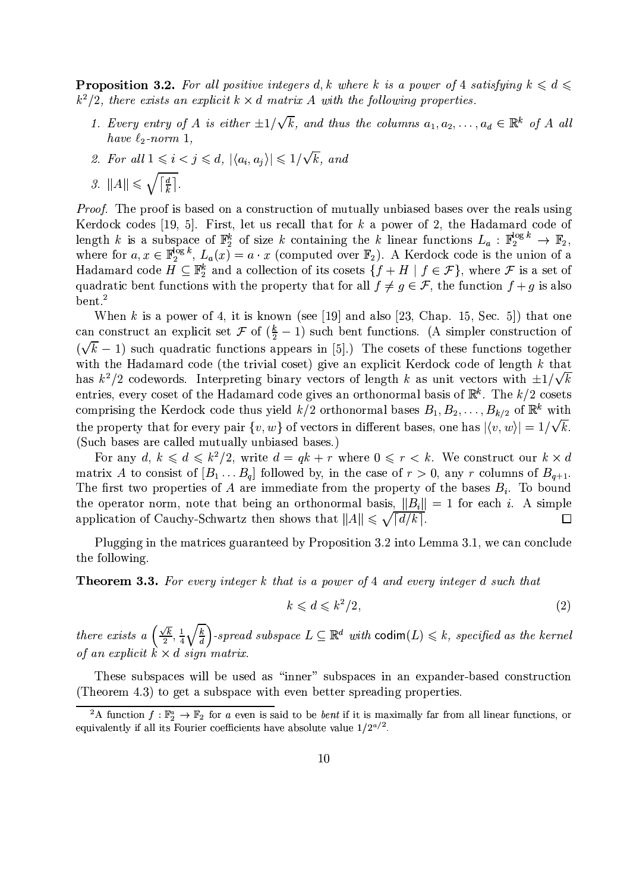**Proposition 3.2.** *For all positive integers $d, k$ where $k$ is a power of 4 satisfying $k \leqslant d \leqslant k^2/2$, there exists an explicit $k \times d$ matrix $A$ with the following properties.*

1. *Every entry of $A$ is either $\pm 1/\sqrt{k}$, and thus the columns $a_1, a_2, \ldots, a_d \in \mathbb{R}^k$ of $A$ all have $\ell_2$-norm 1,*
2. *For all $1 \leqslant i < j \leqslant d$, $|\langle a_i, a_j \rangle| \leqslant 1/\sqrt{k}$, and*
3. *$\|A\| \leqslant \sqrt{\lceil \frac{d}{k} \rceil}$.*

*Proof.* The proof is based on a construction of mutually unbiased bases over the reals using Kerdock codes [19, 5]. First, let us recall that for $k$ a power of 2, the Hadamard code of length $k$ is a subspace of $\mathbb{F}_2^k$ of size $k$ containing the $k$ linear functions $L_a : \mathbb{F}_2^{\log k} \to \mathbb{F}_2$, where for $a, x \in \mathbb{F}_2^{\log k}$, $L_a(x) = a \cdot x$ (computed over $\mathbb{F}_2$). A Kerdock code is the union of a Hadamard code $H \subseteq \mathbb{F}_2^k$ and a collection of its cosets $\{f + H \mid f \in \mathcal{F}\}$, where $\mathcal{F}$ is a set of quadratic bent functions with the property that for all $f \neq g \in \mathcal{F}$, the function $f + g$ is also bent.[2]

When $k$ is a power of 4, it is known (see [19] and also [23, Chap. 15, Sec. 5]) that one can construct an explicit set $\mathcal{F}$ of $(\frac{k}{2} - 1)$ such bent functions. (A simpler construction of $(\sqrt{k} - 1)$ such quadratic functions appears in [5].) The cosets of these functions together with the Hadamard code (the trivial coset) give an explicit Kerdock code of length $k$ that has $k^2/2$ codewords. Interpreting binary vectors of length $k$ as unit vectors with $\pm 1/\sqrt{k}$ entries, every coset of the Hadamard code gives an orthonormal basis of $\mathbb{R}^k$. The $k/2$ cosets comprising the Kerdock code thus yield $k/2$ orthonormal bases $B_1, B_2, \ldots, B_{k/2}$ of $\mathbb{R}^k$ with the property that for every pair $\{v, w\}$ of vectors in different bases, one has $|\langle v, w \rangle| = 1/\sqrt{k}$. (Such bases are called mutually unbiased bases.)

For any $d$, $k \leqslant d \leqslant k^2/2$, write $d = qk + r$ where $0 \leqslant r < k$. We construct our $k \times d$ matrix $A$ to consist of $[B_1 \ldots B_q]$ followed by, in the case of $r > 0$, any $r$ columns of $B_{q+1}$. The first two properties of $A$ are immediate from the property of the bases $B_i$. To bound the operator norm, note that being an orthonormal basis, $\|B_i\| = 1$ for each $i$. A simple application of Cauchy-Schwartz then shows that $\|A\| \leqslant \sqrt{\lceil d/k \rceil}$. $\square$

Plugging in the matrices guaranteed by Proposition 3.2 into Lemma 3.1, we can conclude the following.

**Theorem 3.3.** *For every integer $k$ that is a power of 4 and every integer $d$ such that*

$$k \leqslant d \leqslant k^2/2, \tag{2}$$

*there exists a $\left(\frac{\sqrt{k}}{2}, \frac{1}{4}\sqrt{\frac{k}{d}}\right)$-spread subspace $L \subseteq \mathbb{R}^d$ with $\mathsf{codim}(L) \leqslant k$, specified as the kernel of an explicit $k \times d$ sign matrix.*

These subspaces will be used as "inner" subspaces in an expander-based construction (Theorem 4.3) to get a subspace with even better spreading properties.

[2] A function $f : \mathbb{F}_2^a \to \mathbb{F}_2$ for $a$ even is said to be *bent* if it is maximally far from all linear functions, or equivalently if all its Fourier coefficients have absolute value $1/2^{a/2}$.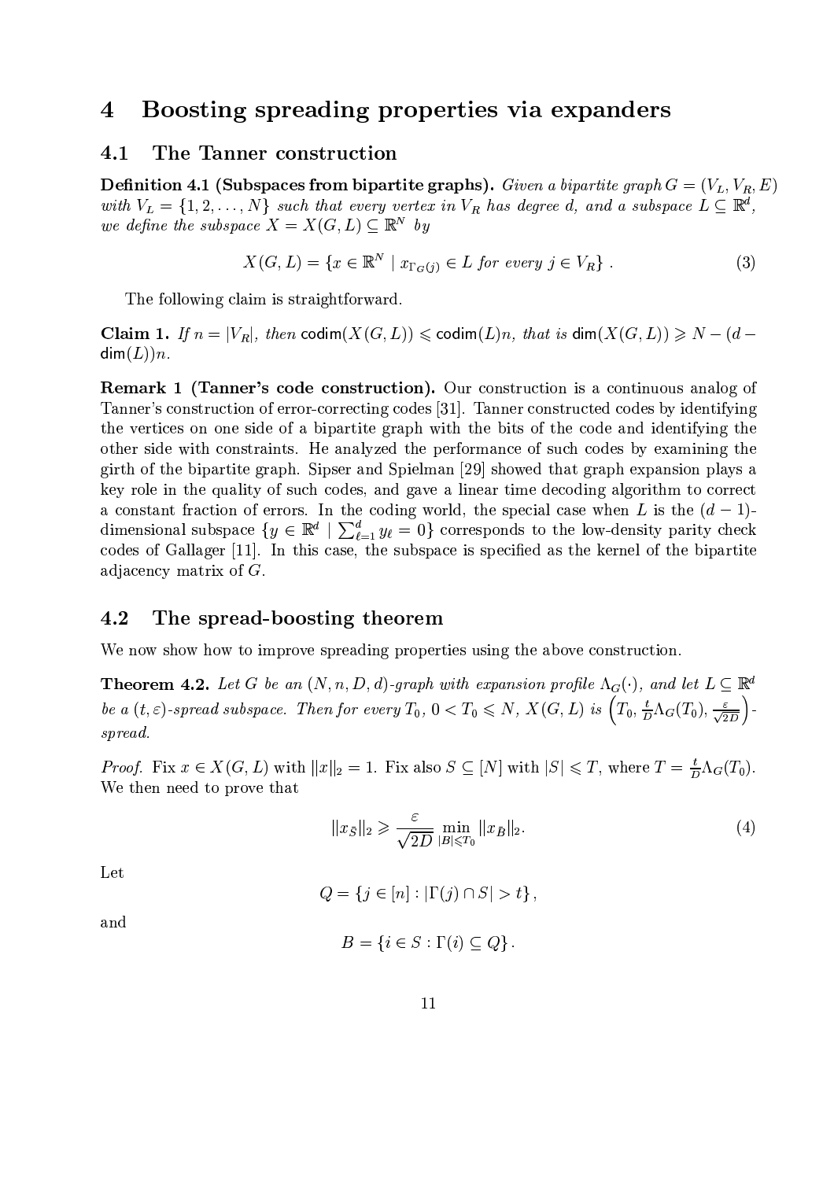# 4 Boosting spreading properties via expanders

## 4.1 The Tanner construction

**Definition 4.1 (Subspaces from bipartite graphs).** *Given a bipartite graph $G = (V_L, V_R, E)$ with $V_L = \{1, 2, \ldots, N\}$ such that every vertex in $V_R$ has degree $d$, and a subspace $L \subseteq \mathbb{R}^d$, we define the subspace $X = X(G, L) \subseteq \mathbb{R}^N$ by*

$$X(G, L) = \{x \in \mathbb{R}^N \mid x_{\Gamma_G(j)} \in L \text{ for every } j \in V_R\} . \tag{3}$$

The following claim is straightforward.

**Claim 1.** *If $n = |V_R|$, then $\mathsf{codim}(X(G, L)) \leqslant \mathsf{codim}(L)n$, that is $\mathsf{dim}(X(G, L)) \geqslant N - (d - \mathsf{dim}(L))n$.*

**Remark 1 (Tanner's code construction).** Our construction is a continuous analog of Tanner's construction of error-correcting codes [31]. Tanner constructed codes by identifying the vertices on one side of a bipartite graph with the bits of the code and identifying the other side with constraints. He analyzed the performance of such codes by examining the girth of the bipartite graph. Sipser and Spielman [29] showed that graph expansion plays a key role in the quality of such codes, and gave a linear time decoding algorithm to correct a constant fraction of errors. In the coding world, the special case when $L$ is the $(d-1)$-dimensional subspace $\{y \in \mathbb{R}^d \mid \sum_{\ell=1}^d y_\ell = 0\}$ corresponds to the low-density parity check codes of Gallager [11]. In this case, the subspace is specified as the kernel of the bipartite adjacency matrix of $G$.

## 4.2 The spread-boosting theorem

We now show how to improve spreading properties using the above construction.

**Theorem 4.2.** *Let $G$ be an $(N, n, D, d)$-graph with expansion profile $\Lambda_G(\cdot)$, and let $L \subseteq \mathbb{R}^d$ be a $(t, \varepsilon)$-spread subspace. Then for every $T_0$, $0 < T_0 \leqslant N$, $X(G, L)$ is $\left(T_0, \frac{t}{D}\Lambda_G(T_0), \frac{\varepsilon}{\sqrt{2D}}\right)$-spread.*

*Proof.* Fix $x \in X(G, L)$ with $\|x\|_2 = 1$. Fix also $S \subseteq [N]$ with $|S| \leqslant T$, where $T = \frac{t}{D}\Lambda_G(T_0)$. We then need to prove that

$$\|x_{\bar{S}}\|_2 \geqslant \frac{\varepsilon}{\sqrt{2D}} \min_{|B| \leqslant T_0} \|x_{\bar{B}}\|_2. \tag{4}$$

Let

$$Q = \{j \in [n] : |\Gamma(j) \cap S| > t\},$$

and

$$B = \{i \in S : \Gamma(i) \subseteq Q\}.$$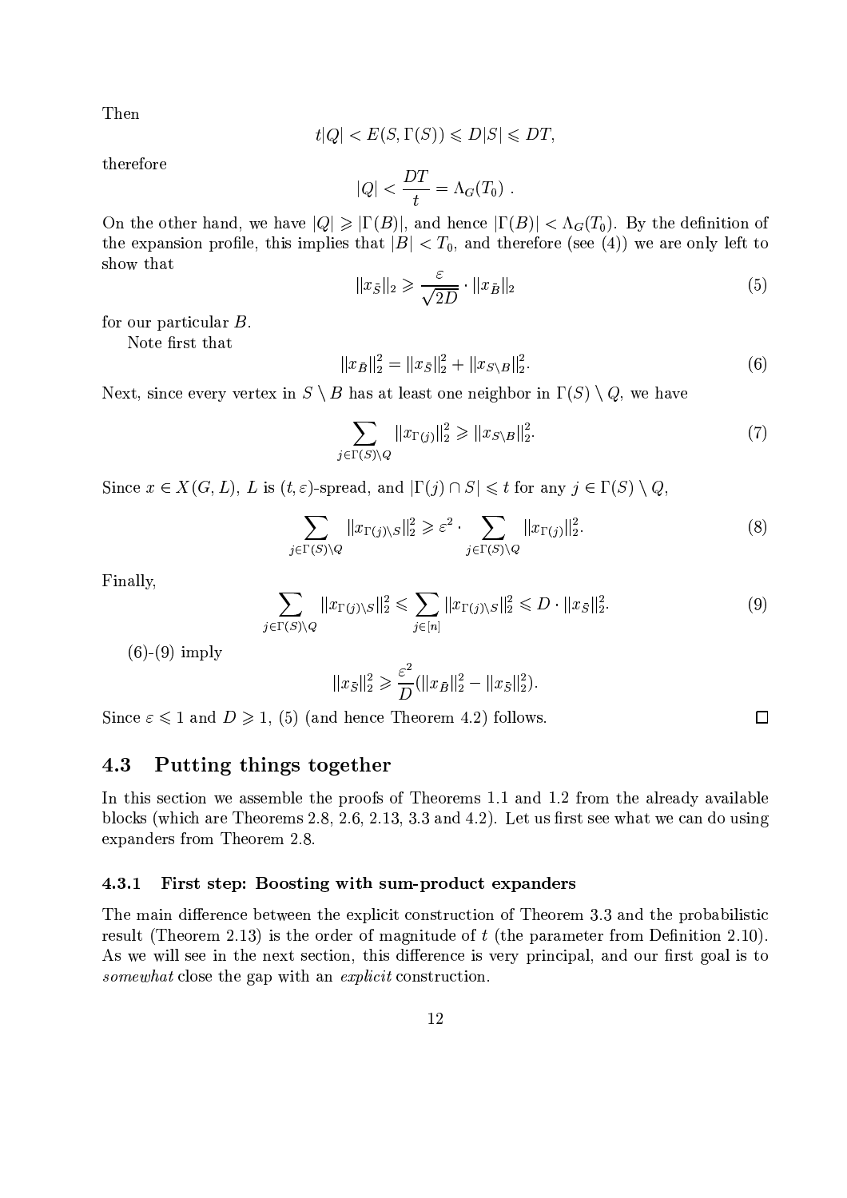Then

$$t|Q| < E(S, \Gamma(S)) \leqslant D|S| \leqslant DT,$$

therefore

$$|Q| < \frac{DT}{t} = \Lambda_G(T_0) \ .$$

On the other hand, we have $|Q| \geqslant |\Gamma(B)|$, and hence $|\Gamma(B)| < \Lambda_G(T_0)$. By the definition of the expansion profile, this implies that $|B| < T_0$, and therefore (see (4)) we are only left to show that

$$\|x_{\bar{S}}\|_2 \geqslant \frac{\varepsilon}{\sqrt{2D}} \cdot \|x_{\bar{B}}\|_2 \tag{5}$$

for our particular $B$.

Note first that

$$\|x_{\bar{B}}\|_2^2 = \|x_{\bar{S}}\|_2^2 + \|x_{S \setminus B}\|_2^2. \tag{6}$$

Next, since every vertex in $S \setminus B$ has at least one neighbor in $\Gamma(S) \setminus Q$, we have

$$\sum_{j \in \Gamma(S) \setminus Q} \|x_{\Gamma(j)}\|_2^2 \geqslant \|x_{S \setminus B}\|_2^2. \tag{7}$$

Since $x \in X(G, L)$, $L$ is $(t, \varepsilon)$-spread, and $|\Gamma(j) \cap S| \leqslant t$ for any $j \in \Gamma(S) \setminus Q$,

$$\sum_{j \in \Gamma(S) \setminus Q} \|x_{\Gamma(j) \setminus S}\|_2^2 \geqslant \varepsilon^2 \cdot \sum_{j \in \Gamma(S) \setminus Q} \|x_{\Gamma(j)}\|_2^2. \tag{8}$$

Finally,

$$\sum_{j \in \Gamma(S) \setminus Q} \|x_{\Gamma(j) \setminus S}\|_2^2 \leqslant \sum_{j \in [n]} \|x_{\Gamma(j) \setminus S}\|_2^2 \leqslant D \cdot \|x_{\bar{S}}\|_2^2. \tag{9}$$

(6)-(9) imply

$$\|x_{\bar{S}}\|_2^2 \geqslant \frac{\varepsilon^2}{D} (\|x_{\bar{B}}\|_2^2 - \|x_{\bar{S}}\|_2^2).$$

Since $\varepsilon \leqslant 1$ and $D \geqslant 1$, (5) (and hence Theorem 4.2) follows. $\square$

## 4.3 Putting things together

In this section we assemble the proofs of Theorems 1.1 and 1.2 from the already available blocks (which are Theorems 2.8, 2.6, 2.13, 3.3 and 4.2). Let us first see what we can do using expanders from Theorem 2.8.

### 4.3.1 First step: Boosting with sum-product expanders

The main difference between the explicit construction of Theorem 3.3 and the probabilistic result (Theorem 2.13) is the order of magnitude of $t$ (the parameter from Definition 2.10). As we will see in the next section, this difference is very principal, and our first goal is to *somewhat* close the gap with an *explicit* construction.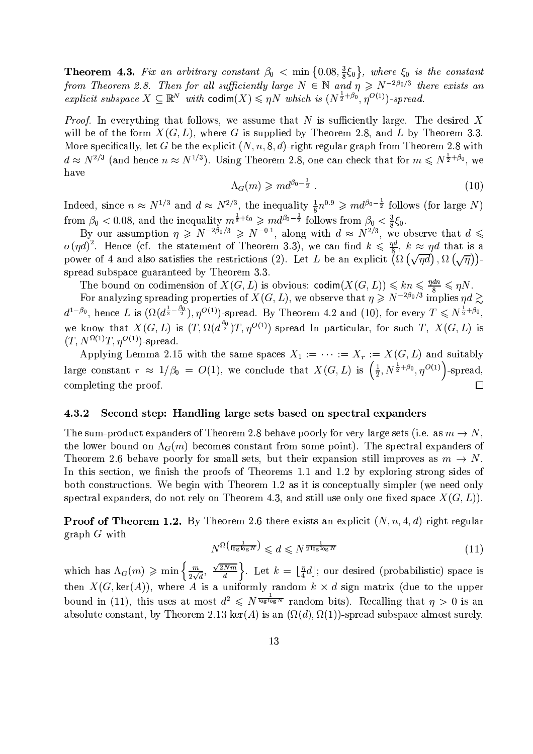**Theorem 4.3.** *Fix an arbitrary constant $\beta_0 < \min\{0.08, \frac{3}{8}\xi_0\}$, where $\xi_0$ is the constant from Theorem 2.8. Then for all sufficiently large $N \in \mathbb{N}$ and $\eta \geqslant N^{-2\beta_0/3}$ there exists an explicit subspace $X \subseteq \mathbb{R}^N$ with $\mathsf{codim}(X) \leqslant \eta N$ which is $(N^{\frac{1}{2}+\beta_0}, \eta^{O(1)})$-spread.*

*Proof.* In everything that follows, we assume that $N$ is sufficiently large. The desired $X$ will be of the form $X(G, L)$, where $G$ is supplied by Theorem 2.8, and $L$ by Theorem 3.3. More specifically, let $G$ be the explicit $(N, n, 8, d)$-right regular graph from Theorem 2.8 with $d \approx N^{2/3}$ (and hence $n \approx N^{1/3}$). Using Theorem 2.8, one can check that for $m \leqslant N^{\frac{1}{2}+\beta_0}$, we have

$$\Lambda_G(m) \geqslant m d^{\beta_0 - \frac{1}{2}}. \tag{10}$$

Indeed, since $n \approx N^{1/3}$ and $d \approx N^{2/3}$, the inequality $\frac{1}{8}n^{0.9} \geqslant m d^{\beta_0 - \frac{1}{2}}$ follows (for large $N$) from $\beta_0 < 0.08$, and the inequality $m^{\frac{1}{3}+\xi_0} \geqslant m d^{\beta_0 - \frac{1}{2}}$ follows from $\beta_0 < \frac{3}{8}\xi_0$.

By our assumption $\eta \geqslant N^{-2\beta_0/3} \geqslant N^{-0.1}$, along with $d \approx N^{2/3}$, we observe that $d \leqslant o(\eta d)^2$. Hence (cf. the statement of Theorem 3.3), we can find $k \leqslant \frac{\eta d}{8}$, $k \approx \eta d$ that is a power of 4 and also satisfies the restrictions (2). Let $L$ be an explicit $\left(\Omega\left(\sqrt{\eta d}\right), \Omega\left(\sqrt{\eta}\right)\right)$-spread subspace guaranteed by Theorem 3.3.

The bound on codimension of $X(G, L)$ is obvious: $\mathsf{codim}(X(G, L)) \leqslant kn \leqslant \frac{\eta d n}{8} \leqslant \eta N$.

For analyzing spreading properties of $X(G, L)$, we observe that $\eta \geqslant N^{-2\beta_0/3}$ implies $\eta d \gtrsim d^{1-\beta_0}$, hence $L$ is $(\Omega(d^{\frac{1}{2}-\frac{\beta_0}{2}}), \eta^{O(1)})$-spread. By Theorem 4.2 and (10), for every $T \leqslant N^{\frac{1}{2}+\beta_0}$, we know that $X(G, L)$ is $(T, \Omega(d^{\frac{\beta_0}{2}})T, \eta^{O(1)})$-spread In particular, for such $T$, $X(G, L)$ is $(T, N^{\Omega(1)}T, \eta^{O(1)})$-spread.

Applying Lemma 2.15 with the same spaces $X_1 := \cdots := X_r := X(G, L)$ and suitably large constant $r \approx 1/\beta_0 = O(1)$, we conclude that $X(G, L)$ is $\left(\frac{1}{2}, N^{\frac{1}{2}+\beta_0}, \eta^{O(1)}\right)$-spread, completing the proof. $\square$

### 4.3.2 Second step: Handling large sets based on spectral expanders

The sum-product expanders of Theorem 2.8 behave poorly for very large sets (i.e. as $m \to N$, the lower bound on $\Lambda_G(m)$ becomes constant from some point). The spectral expanders of Theorem 2.6 behave poorly for small sets, but their expansion still improves as $m \to N$. In this section, we finish the proofs of Theorems 1.1 and 1.2 by exploring strong sides of both constructions. We begin with Theorem 1.2 as it is conceptually simpler (we need only spectral expanders, do not rely on Theorem 4.3, and still use only one fixed space $X(G, L)$).

**Proof of Theorem 1.2.** By Theorem 2.6 there exists an explicit $(N, n, 4, d)$-right regular graph $G$ with

$$N^{\Omega\left(\frac{1}{\log\log N}\right)} \leqslant d \leqslant N^{\frac{1}{2\log\log N}} \tag{11}$$

which has $\Lambda_G(m) \geqslant \min\left\{\frac{m}{2\sqrt{d}}, \frac{\sqrt{2Nm}}{d}\right\}$. Let $k = \lfloor \frac{\eta}{4} d \rfloor$; our desired (probabilistic) space is then $X(G, \ker(A))$, where $A$ is a uniformly random $k \times d$ sign matrix (due to the upper bound in (11), this uses at most $d^2 \leqslant N^{\frac{1}{\log\log N}}$ random bits). Recalling that $\eta > 0$ is an absolute constant, by Theorem 2.13 $\ker(A)$ is an $(\Omega(d), \Omega(1))$-spread subspace almost surely.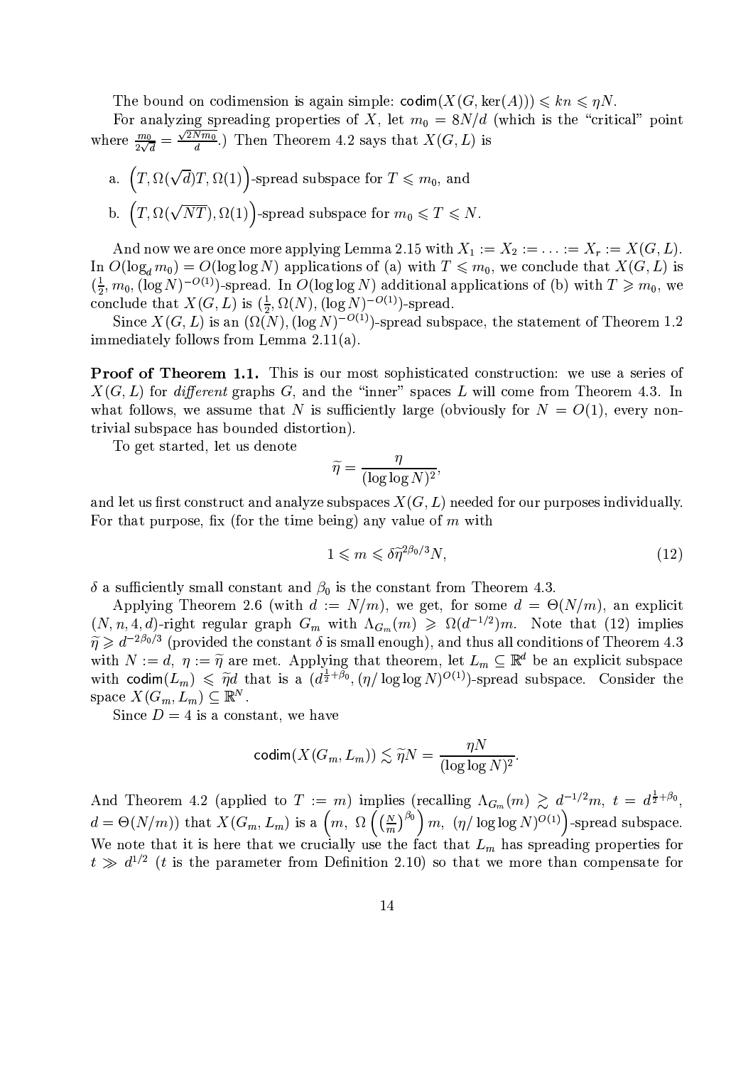The bound on codimension is again simple: $\mathsf{codim}(X(G, \ker(A))) \leqslant kn \leqslant \eta N$.

For analyzing spreading properties of $X$, let $m_0 = 8N/d$ (which is the "critical" point where $\frac{m_0}{2\sqrt{d}} = \frac{\sqrt{2Nm_0}}{d}$.) Then Theorem 4.2 says that $X(G, L)$ is

a. $\left(T, \Omega(\sqrt{d})T, \Omega(1)\right)$-spread subspace for $T \leqslant m_0$, and

b. $\left(T, \Omega(\sqrt{NT}), \Omega(1)\right)$-spread subspace for $m_0 \leqslant T \leqslant N$.

And now we are once more applying Lemma 2.15 with $X_1 := X_2 := \ldots := X_r := X(G, L)$. In $O(\log_d m_0) = O(\log\log N)$ applications of (a) with $T \leqslant m_0$, we conclude that $X(G, L)$ is $(\frac{1}{2}, m_0, (\log N)^{-O(1)})$-spread. In $O(\log\log N)$ additional applications of (b) with $T \geqslant m_0$, we conclude that $X(G, L)$ is $(\frac{1}{2}, \Omega(N), (\log N)^{-O(1)})$-spread.

Since $X(G, L)$ is an $(\Omega(N), (\log N)^{-O(1)})$-spread subspace, the statement of Theorem 1.2 immediately follows from Lemma 2.11(a).

**Proof of Theorem 1.1.** This is our most sophisticated construction: we use a series of $X(G, L)$ for *different* graphs $G$, and the "inner" spaces $L$ will come from Theorem 4.3. In what follows, we assume that $N$ is sufficiently large (obviously for $N = O(1)$, every non-trivial subspace has bounded distortion).

To get started, let us denote

$$\widetilde{\eta} = \frac{\eta}{(\log\log N)^2},$$

and let us first construct and analyze subspaces $X(G, L)$ needed for our purposes individually. For that purpose, fix (for the time being) any value of $m$ with

$$1 \leqslant m \leqslant \delta \widetilde{\eta}^{2\beta_0/3} N, \tag{12}$$

$\delta$ a sufficiently small constant and $\beta_0$ is the constant from Theorem 4.3.

Applying Theorem 2.6 (with $d := N/m$), we get, for some $d = \Theta(N/m)$, an explicit $(N, n, 4, d)$-right regular graph $G_m$ with $\Lambda_{G_m}(m) \geqslant \Omega(d^{-1/2})m$. Note that (12) implies $\widetilde{\eta} \geqslant d^{-2\beta_0/3}$ (provided the constant $\delta$ is small enough), and thus all conditions of Theorem 4.3 with $N := d$, $\eta := \widetilde{\eta}$ are met. Applying that theorem, let $L_m \subseteq \mathbb{R}^d$ be an explicit subspace with $\mathsf{codim}(L_m) \leqslant \widetilde{\eta} d$ that is a $(d^{\frac{1}{2}+\beta_0}, (\eta/\log\log N)^{O(1)})$-spread subspace. Consider the space $X(G_m, L_m) \subseteq \mathbb{R}^N$.

Since $D = 4$ is a constant, we have

$$\mathsf{codim}(X(G_m, L_m)) \lesssim \widetilde{\eta} N = \frac{\eta N}{(\log\log N)^2}.$$

And Theorem 4.2 (applied to $T := m$) implies (recalling $\Lambda_{G_m}(m) \gtrsim d^{-1/2}m$, $t = d^{\frac{1}{2}+\beta_0}$, $d = \Theta(N/m)$) that $X(G_m, L_m)$ is a $\left(m,\ \Omega\left(\left(\frac{N}{m}\right)^{\beta_0}\right)m,\ (\eta/\log\log N)^{O(1)}\right)$-spread subspace. We note that it is here that we crucially use the fact that $L_m$ has spreading properties for $t \gg d^{1/2}$ ($t$ is the parameter from Definition 2.10) so that we more than compensate for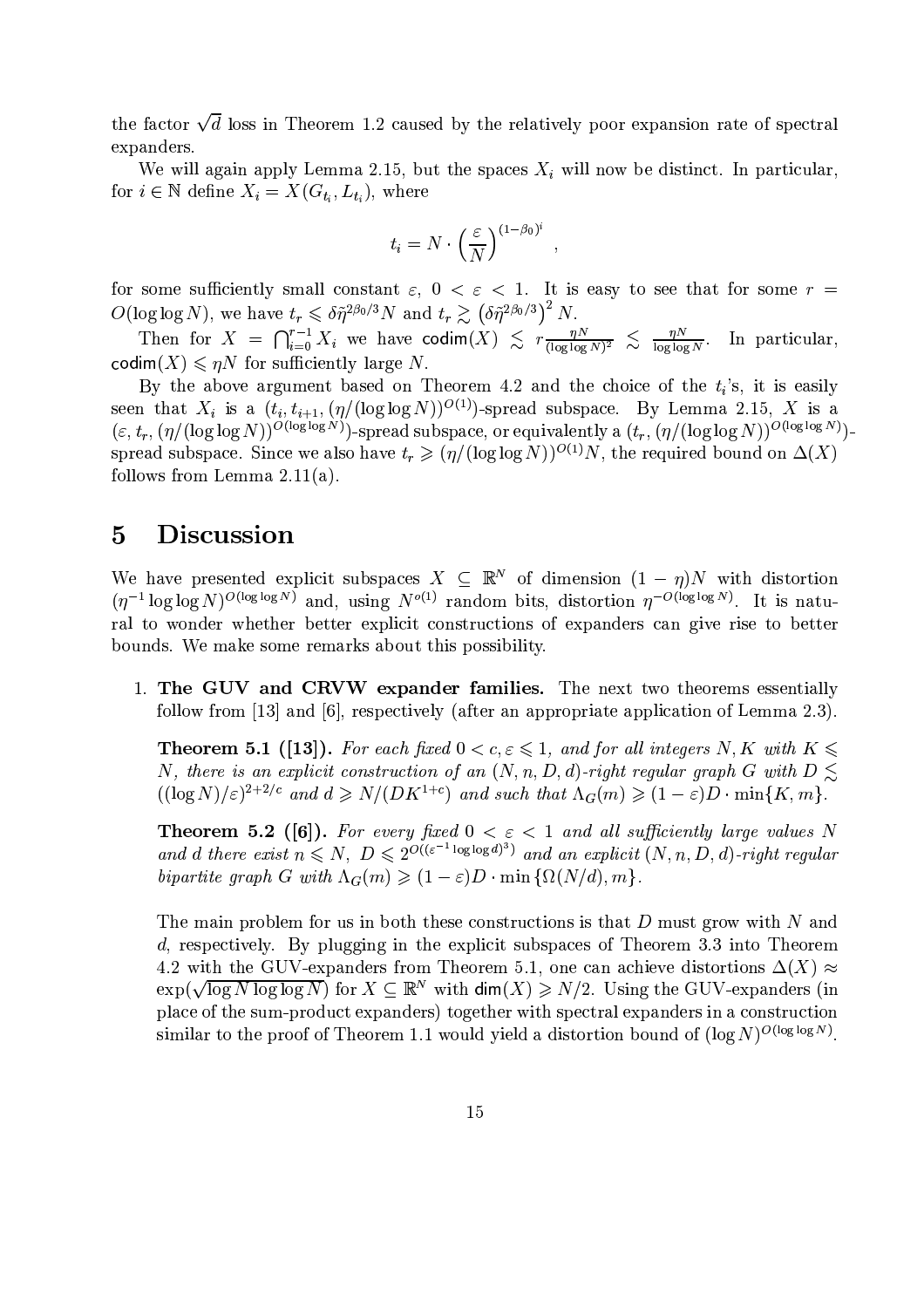the factor $\sqrt{d}$ loss in Theorem 1.2 caused by the relatively poor expansion rate of spectral expanders.

We will again apply Lemma 2.15, but the spaces $X_i$ will now be distinct. In particular, for $i \in \mathbb{N}$ define $X_i = X(G_{t_i}, L_{t_i})$, where

$$t_i = N \cdot \left(\frac{\varepsilon}{N}\right)^{(1-\beta_0)^i},$$

for some sufficiently small constant $\varepsilon$, $0 < \varepsilon < 1$. It is easy to see that for some $r = O(\log\log N)$, we have $t_r \leqslant \delta\tilde{\eta}^{2\beta_0/3}N$ and $t_r \gtrsim \left(\delta\tilde{\eta}^{2\beta_0/3}\right)^2 N$.

Then for $X = \bigcap_{i=0}^{r-1} X_i$ we have $\mathsf{codim}(X) \lesssim r\frac{\eta N}{(\log\log N)^2} \lesssim \frac{\eta N}{\log\log N}$. In particular, $\mathsf{codim}(X) \leqslant \eta N$ for sufficiently large $N$.

By the above argument based on Theorem 4.2 and the choice of the $t_i$'s, it is easily seen that $X_i$ is a $(t_i, t_{i+1}, (\eta/(\log\log N))^{O(1)})$-spread subspace. By Lemma 2.15, $X$ is a $(\varepsilon, t_r, (\eta/(\log\log N))^{O(\log\log N)})$-spread subspace, or equivalently a $(t_r, (\eta/(\log\log N))^{O(\log\log N)})$-spread subspace. Since we also have $t_r \geqslant (\eta/(\log\log N))^{O(1)}N$, the required bound on $\Delta(X)$ follows from Lemma 2.11(a).

# 5 Discussion

We have presented explicit subspaces $X \subseteq \mathbb{R}^N$ of dimension $(1-\eta)N$ with distortion $(\eta^{-1}\log\log N)^{O(\log\log N)}$ and, using $N^{o(1)}$ random bits, distortion $\eta^{-O(\log\log N)}$. It is natural to wonder whether better explicit constructions of expanders can give rise to better bounds. We make some remarks about this possibility.

1. **The GUV and CRVW expander families.** The next two theorems essentially follow from [13] and [6], respectively (after an appropriate application of Lemma 2.3).

   **Theorem 5.1 ([13]).** *For each fixed $0 < c, \varepsilon \leqslant 1$, and for all integers $N, K$ with $K \leqslant N$, there is an explicit construction of an $(N, n, D, d)$-right regular graph $G$ with $D \lesssim ((\log N)/\varepsilon)^{2+2/c}$ and $d \geqslant N/(DK^{1+c})$ and such that $\Lambda_G(m) \geqslant (1-\varepsilon)D \cdot \min\{K, m\}$.*

   **Theorem 5.2 ([6]).** *For every fixed $0 < \varepsilon < 1$ and all sufficiently large values $N$ and $d$ there exist $n \leqslant N$, $D \leqslant 2^{O((\varepsilon^{-1}\log\log d)^3)}$ and an explicit $(N, n, D, d)$-right regular bipartite graph $G$ with $\Lambda_G(m) \geqslant (1-\varepsilon)D \cdot \min\{\Omega(N/d), m\}$.*

   The main problem for us in both these constructions is that $D$ must grow with $N$ and $d$, respectively. By plugging in the explicit subspaces of Theorem 3.3 into Theorem 4.2 with the GUV-expanders from Theorem 5.1, one can achieve distortions $\Delta(X) \approx \exp(\sqrt{\log N \log\log N})$ for $X \subseteq \mathbb{R}^N$ with $\mathsf{dim}(X) \geqslant N/2$. Using the GUV-expanders (in place of the sum-product expanders) together with spectral expanders in a construction similar to the proof of Theorem 1.1 would yield a distortion bound of $(\log N)^{O(\log\log N)}$.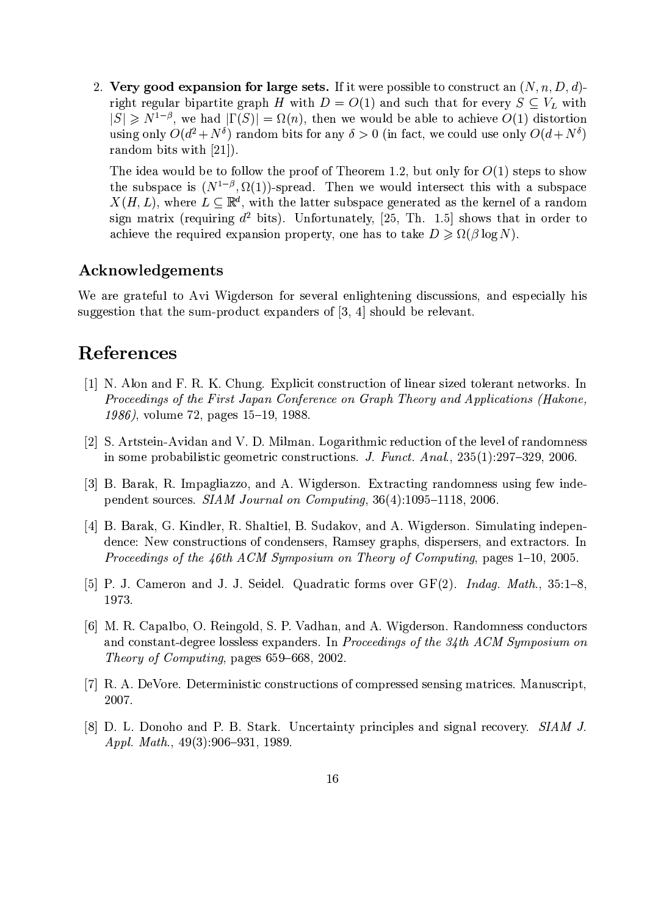2. **Very good expansion for large sets.** If it were possible to construct an $(N, n, D, d)$-right regular bipartite graph $H$ with $D = O(1)$ and such that for every $S \subseteq V_L$ with $|S| \geqslant N^{1-\beta}$, we had $|\Gamma(S)| = \Omega(n)$, then we would be able to achieve $O(1)$ distortion using only $O(d^2 + N^\delta)$ random bits for any $\delta > 0$ (in fact, we could use only $O(d + N^\delta)$ random bits with [21]).

   The idea would be to follow the proof of Theorem 1.2, but only for $O(1)$ steps to show the subspace is $(N^{1-\beta}, \Omega(1))$-spread. Then we would intersect this with a subspace $X(H, L)$, where $L \subseteq \mathbb{R}^d$, with the latter subspace generated as the kernel of a random sign matrix (requiring $d^2$ bits). Unfortunately, [25, Th. 1.5] shows that in order to achieve the required expansion property, one has to take $D \geqslant \Omega(\beta \log N)$.

## Acknowledgements

We are grateful to Avi Wigderson for several enlightening discussions, and especially his suggestion that the sum-product expanders of [3, 4] should be relevant.

# References

[1] N. Alon and F. R. K. Chung. Explicit construction of linear sized tolerant networks. In *Proceedings of the First Japan Conference on Graph Theory and Applications (Hakone, 1986)*, volume 72, pages 15–19, 1988.

[2] S. Artstein-Avidan and V. D. Milman. Logarithmic reduction of the level of randomness in some probabilistic geometric constructions. *J. Funct. Anal.*, 235(1):297–329, 2006.

[3] B. Barak, R. Impagliazzo, and A. Wigderson. Extracting randomness using few independent sources. *SIAM Journal on Computing*, 36(4):1095–1118, 2006.

[4] B. Barak, G. Kindler, R. Shaltiel, B. Sudakov, and A. Wigderson. Simulating independence: New constructions of condensers, Ramsey graphs, dispersers, and extractors. In *Proceedings of the 46th ACM Symposium on Theory of Computing*, pages 1–10, 2005.

[5] P. J. Cameron and J. J. Seidel. Quadratic forms over GF(2). *Indag. Math.*, 35:1–8, 1973.

[6] M. R. Capalbo, O. Reingold, S. P. Vadhan, and A. Wigderson. Randomness conductors and constant-degree lossless expanders. In *Proceedings of the 34th ACM Symposium on Theory of Computing*, pages 659–668, 2002.

[7] R. A. DeVore. Deterministic constructions of compressed sensing matrices. Manuscript, 2007.

[8] D. L. Donoho and P. B. Stark. Uncertainty principles and signal recovery. *SIAM J. Appl. Math.*, 49(3):906–931, 1989.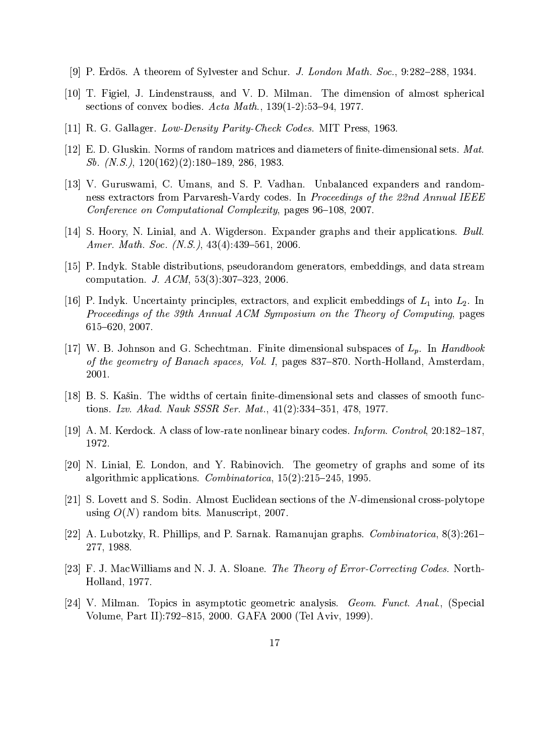[9] P. Erdös. A theorem of Sylvester and Schur. *J. London Math. Soc.*, 9:282–288, 1934.

[10] T. Figiel, J. Lindenstrauss, and V. D. Milman. The dimension of almost spherical sections of convex bodies. *Acta Math.*, 139(1-2):53–94, 1977.

[11] R. G. Gallager. *Low-Density Parity-Check Codes*. MIT Press, 1963.

[12] E. D. Gluskin. Norms of random matrices and diameters of finite-dimensional sets. *Mat. Sb. (N.S.)*, 120(162)(2):180–189, 286, 1983.

[13] V. Guruswami, C. Umans, and S. P. Vadhan. Unbalanced expanders and randomness extractors from Parvaresh-Vardy codes. In *Proceedings of the 22nd Annual IEEE Conference on Computational Complexity*, pages 96–108, 2007.

[14] S. Hoory, N. Linial, and A. Wigderson. Expander graphs and their applications. *Bull. Amer. Math. Soc. (N.S.)*, 43(4):439–561, 2006.

[15] P. Indyk. Stable distributions, pseudorandom generators, embeddings, and data stream computation. *J. ACM*, 53(3):307–323, 2006.

[16] P. Indyk. Uncertainty principles, extractors, and explicit embeddings of $L_1$ into $L_2$. In *Proceedings of the 39th Annual ACM Symposium on the Theory of Computing*, pages 615–620, 2007.

[17] W. B. Johnson and G. Schechtman. Finite dimensional subspaces of $L_p$. In *Handbook of the geometry of Banach spaces, Vol. I*, pages 837–870. North-Holland, Amsterdam, 2001.

[18] B. S. Kašin. The widths of certain finite-dimensional sets and classes of smooth functions. *Izv. Akad. Nauk SSSR Ser. Mat.*, 41(2):334–351, 478, 1977.

[19] A. M. Kerdock. A class of low-rate nonlinear binary codes. *Inform. Control*, 20:182–187, 1972.

[20] N. Linial, E. London, and Y. Rabinovich. The geometry of graphs and some of its algorithmic applications. *Combinatorica*, 15(2):215–245, 1995.

[21] S. Lovett and S. Sodin. Almost Euclidean sections of the $N$-dimensional cross-polytope using $O(N)$ random bits. Manuscript, 2007.

[22] A. Lubotzky, R. Phillips, and P. Sarnak. Ramanujan graphs. *Combinatorica*, 8(3):261–277, 1988.

[23] F. J. MacWilliams and N. J. A. Sloane. *The Theory of Error-Correcting Codes*. North-Holland, 1977.

[24] V. Milman. Topics in asymptotic geometric analysis. *Geom. Funct. Anal.*, (Special Volume, Part II):792–815, 2000. GAFA 2000 (Tel Aviv, 1999).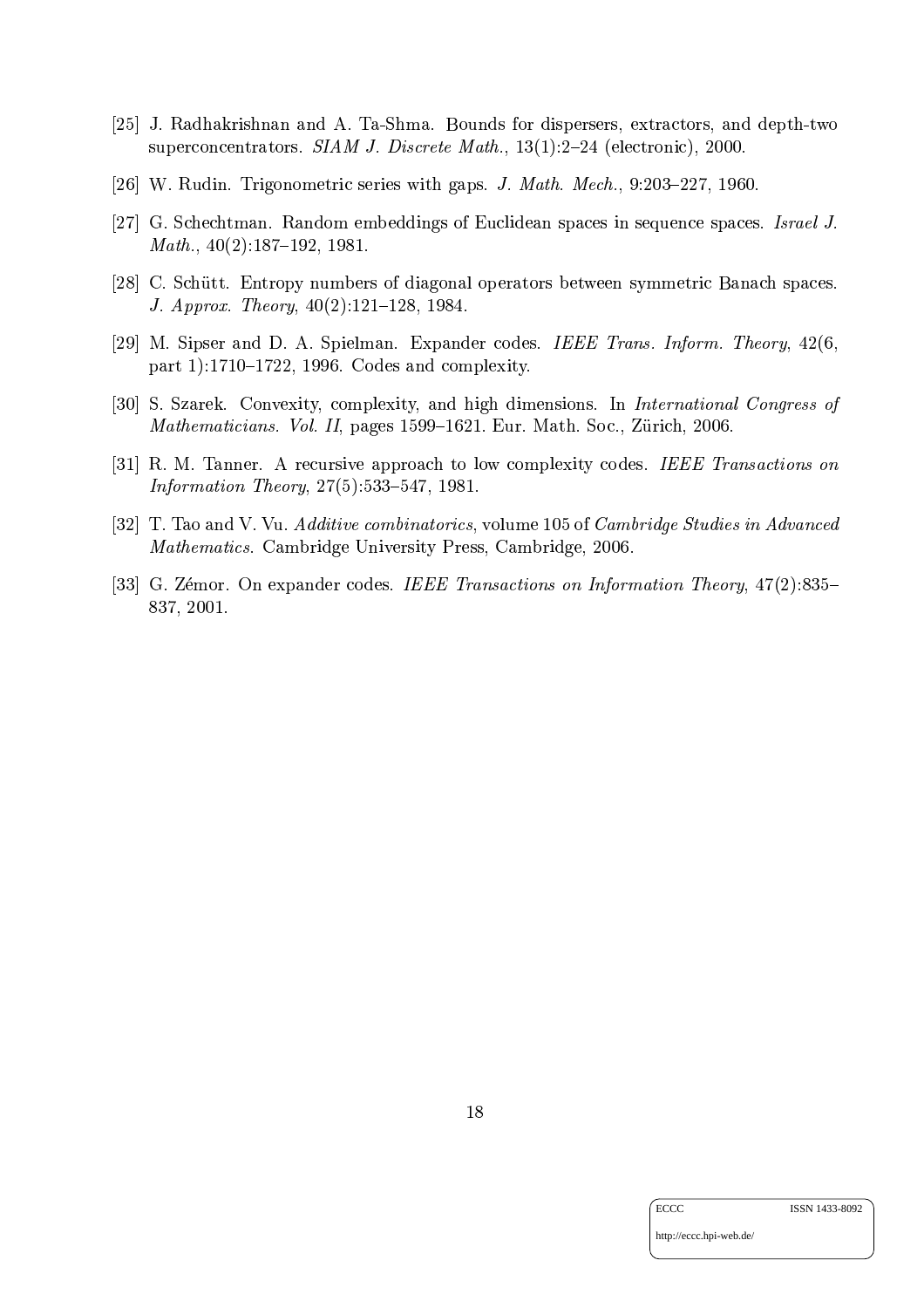[25] J. Radhakrishnan and A. Ta-Shma. Bounds for dispersers, extractors, and depth-two superconcentrators. *SIAM J. Discrete Math.*, 13(1):2–24 (electronic), 2000.

[26] W. Rudin. Trigonometric series with gaps. *J. Math. Mech.*, 9:203–227, 1960.

[27] G. Schechtman. Random embeddings of Euclidean spaces in sequence spaces. *Israel J. Math.*, 40(2):187–192, 1981.

[28] C. Schütt. Entropy numbers of diagonal operators between symmetric Banach spaces. *J. Approx. Theory*, 40(2):121–128, 1984.

[29] M. Sipser and D. A. Spielman. Expander codes. *IEEE Trans. Inform. Theory*, 42(6, part 1):1710–1722, 1996. Codes and complexity.

[30] S. Szarek. Convexity, complexity, and high dimensions. In *International Congress of Mathematicians. Vol. II*, pages 1599–1621. Eur. Math. Soc., Zürich, 2006.

[31] R. M. Tanner. A recursive approach to low complexity codes. *IEEE Transactions on Information Theory*, 27(5):533–547, 1981.

[32] T. Tao and V. Vu. *Additive combinatorics*, volume 105 of *Cambridge Studies in Advanced Mathematics*. Cambridge University Press, Cambridge, 2006.

[33] G. Zémor. On expander codes. *IEEE Transactions on Information Theory*, 47(2):835–837, 2001.

ECCC ISSN 1433-8092

http://eccc.hpi-web.de/